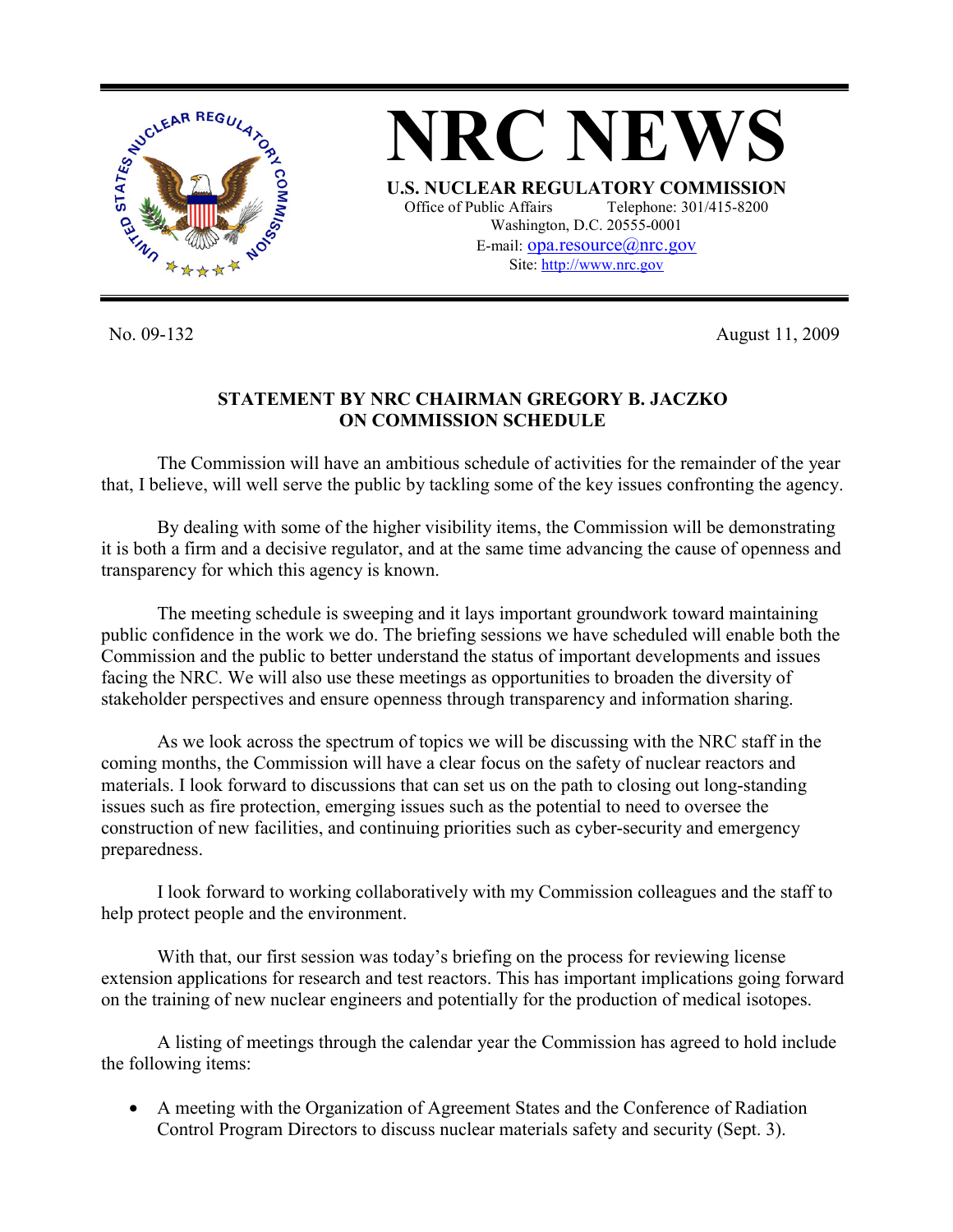# NRC NEWS

**U.S. NUCLEAR REGULATORY COMMISSION**

Office of Public Affairs Telephone: 301/415-8200
Washington, D.C. 20555-0001
E-mail: opa.resource@nrc.gov
Site: http://www.nrc.gov

No. 09-132 August 11, 2009

## STATEMENT BY NRC CHAIRMAN GREGORY B. JACZKO ON COMMISSION SCHEDULE

The Commission will have an ambitious schedule of activities for the remainder of the year that, I believe, will well serve the public by tackling some of the key issues confronting the agency.

By dealing with some of the higher visibility items, the Commission will be demonstrating it is both a firm and a decisive regulator, and at the same time advancing the cause of openness and transparency for which this agency is known.

The meeting schedule is sweeping and it lays important groundwork toward maintaining public confidence in the work we do. The briefing sessions we have scheduled will enable both the Commission and the public to better understand the status of important developments and issues facing the NRC. We will also use these meetings as opportunities to broaden the diversity of stakeholder perspectives and ensure openness through transparency and information sharing.

As we look across the spectrum of topics we will be discussing with the NRC staff in the coming months, the Commission will have a clear focus on the safety of nuclear reactors and materials. I look forward to discussions that can set us on the path to closing out long-standing issues such as fire protection, emerging issues such as the potential to need to oversee the construction of new facilities, and continuing priorities such as cyber-security and emergency preparedness.

I look forward to working collaboratively with my Commission colleagues and the staff to help protect people and the environment.

With that, our first session was today's briefing on the process for reviewing license extension applications for research and test reactors. This has important implications going forward on the training of new nuclear engineers and potentially for the production of medical isotopes.

A listing of meetings through the calendar year the Commission has agreed to hold include the following items:

- A meeting with the Organization of Agreement States and the Conference of Radiation Control Program Directors to discuss nuclear materials safety and security (Sept. 3).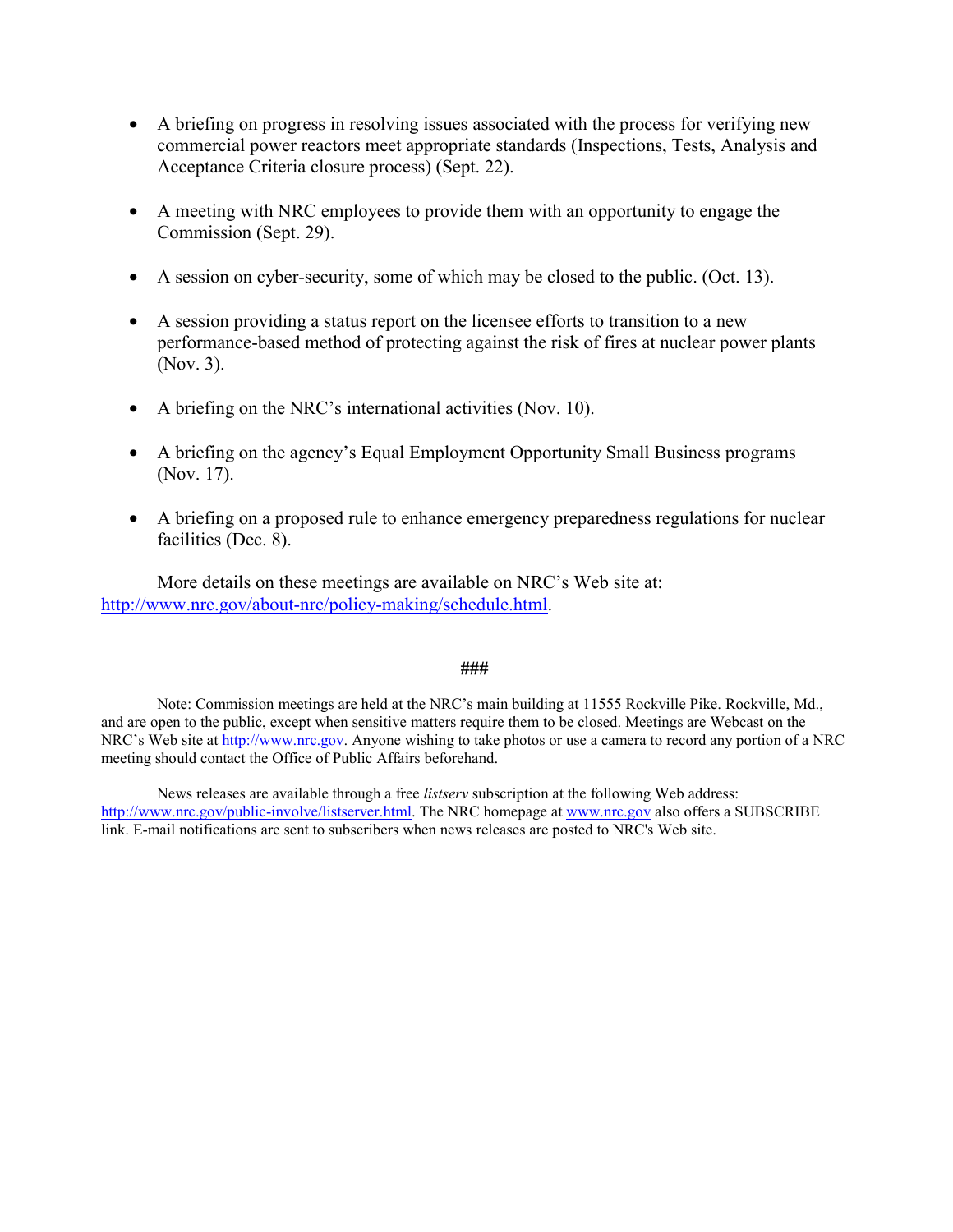- A briefing on progress in resolving issues associated with the process for verifying new commercial power reactors meet appropriate standards (Inspections, Tests, Analysis and Acceptance Criteria closure process) (Sept. 22).

- A meeting with NRC employees to provide them with an opportunity to engage the Commission (Sept. 29).

- A session on cyber-security, some of which may be closed to the public. (Oct. 13).

- A session providing a status report on the licensee efforts to transition to a new performance-based method of protecting against the risk of fires at nuclear power plants (Nov. 3).

- A briefing on the NRC's international activities (Nov. 10).

- A briefing on the agency's Equal Employment Opportunity Small Business programs (Nov. 17).

- A briefing on a proposed rule to enhance emergency preparedness regulations for nuclear facilities (Dec. 8).

More details on these meetings are available on NRC's Web site at: http://www.nrc.gov/about-nrc/policy-making/schedule.html.

###

Note: Commission meetings are held at the NRC's main building at 11555 Rockville Pike. Rockville, Md., and are open to the public, except when sensitive matters require them to be closed. Meetings are Webcast on the NRC's Web site at http://www.nrc.gov. Anyone wishing to take photos or use a camera to record any portion of a NRC meeting should contact the Office of Public Affairs beforehand.

News releases are available through a free *listserv* subscription at the following Web address: http://www.nrc.gov/public-involve/listserver.html. The NRC homepage at www.nrc.gov also offers a SUBSCRIBE link. E-mail notifications are sent to subscribers when news releases are posted to NRC's Web site.